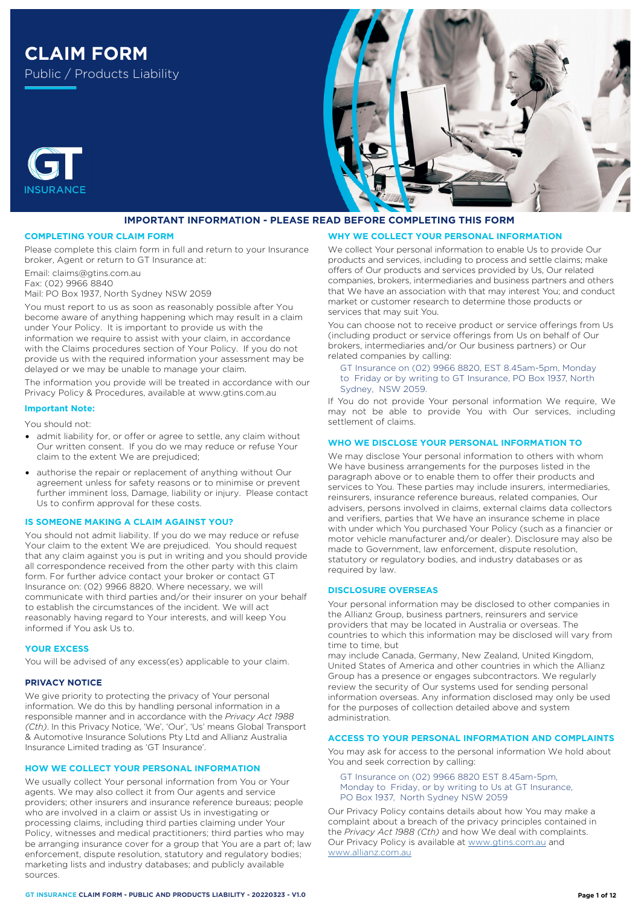# CLAIM FORM

Public / Products Liability

GT INSURANCE

## IMPORTANT INFORMATION - PLEASE READ BEFORE COMPLETING THIS FORM

### COMPLETING YOUR CLAIM FORM

Please complete this claim form in full and return to your Insurance broker, Agent or return to GT Insurance at:

Email: claims@gtins.com.au
Fax: (02) 9966 8840
Mail: PO Box 1937, North Sydney NSW 2059

You must report to us as soon as reasonably possible after You become aware of anything happening which may result in a claim under Your Policy. It is important to provide us with the information we require to assist with your claim, in accordance with the Claims procedures section of Your Policy. If you do not provide us with the required information your assessment may be delayed or we may be unable to manage your claim.

The information you provide will be treated in accordance with our Privacy Policy & Procedures, available at www.gtins.com.au

**Important Note:**

You should not:

- admit liability for, or offer or agree to settle, any claim without Our written consent. If you do we may reduce or refuse Your claim to the extent We are prejudiced;
- authorise the repair or replacement of anything without Our agreement unless for safety reasons or to minimise or prevent further imminent loss, Damage, liability or injury. Please contact Us to confirm approval for these costs.

### IS SOMEONE MAKING A CLAIM AGAINST YOU?

You should not admit liability. If you do we may reduce or refuse Your claim to the extent We are prejudiced. You should request that any claim against you is put in writing and you should provide all correspondence received from the other party with this claim form. For further advice contact your broker or contact GT Insurance on: (02) 9966 8820. Where necessary, we will communicate with third parties and/or their insurer on your behalf to establish the circumstances of the incident. We will act reasonably having regard to Your interests, and will keep You informed if You ask Us to.

### YOUR EXCESS

You will be advised of any excess(es) applicable to your claim.

### PRIVACY NOTICE

We give priority to protecting the privacy of Your personal information. We do this by handling personal information in a responsible manner and in accordance with the *Privacy Act 1988 (Cth)*. In this Privacy Notice, 'We', 'Our', 'Us' means Global Transport & Automotive Insurance Solutions Pty Ltd and Allianz Australia Insurance Limited trading as 'GT Insurance'.

### HOW WE COLLECT YOUR PERSONAL INFORMATION

We usually collect Your personal information from You or Your agents. We may also collect it from Our agents and service providers; other insurers and insurance reference bureaus; people who are involved in a claim or assist Us in investigating or processing claims, including third parties claiming under Your Policy, witnesses and medical practitioners; third parties who may be arranging insurance cover for a group that You are a part of; law enforcement, dispute resolution, statutory and regulatory bodies; marketing lists and industry databases; and publicly available sources.

### WHY WE COLLECT YOUR PERSONAL INFORMATION

We collect Your personal information to enable Us to provide Our products and services, including to process and settle claims; make offers of Our products and services provided by Us, Our related companies, brokers, intermediaries and business partners and others that We have an association with that may interest You; and conduct market or customer research to determine those products or services that may suit You.

You can choose not to receive product or service offerings from Us (including product or service offerings from Us on behalf of Our brokers, intermediaries and/or Our business partners) or Our related companies by calling:

GT Insurance on (02) 9966 8820, EST 8.45am-5pm, Monday to Friday or by writing to GT Insurance, PO Box 1937, North Sydney, NSW 2059.

If You do not provide Your personal information We require, We may not be able to provide You with Our services, including settlement of claims.

### WHO WE DISCLOSE YOUR PERSONAL INFORMATION TO

We may disclose Your personal information to others with whom We have business arrangements for the purposes listed in the paragraph above or to enable them to offer their products and services to You. These parties may include insurers, intermediaries, reinsurers, insurance reference bureaus, related companies, Our advisers, persons involved in claims, external claims data collectors and verifiers, parties that We have an insurance scheme in place with under which You purchased Your Policy (such as a financier or motor vehicle manufacturer and/or dealer). Disclosure may also be made to Government, law enforcement, dispute resolution, statutory or regulatory bodies, and industry databases or as required by law.

### DISCLOSURE OVERSEAS

Your personal information may be disclosed to other companies in the Allianz Group, business partners, reinsurers and service providers that may be located in Australia or overseas. The countries to which this information may be disclosed will vary from time to time, but may include Canada, Germany, New Zealand, United Kingdom, United States of America and other countries in which the Allianz Group has a presence or engages subcontractors. We regularly review the security of Our systems used for sending personal information overseas. Any information disclosed may only be used for the purposes of collection detailed above and system administration.

### ACCESS TO YOUR PERSONAL INFORMATION AND COMPLAINTS

You may ask for access to the personal information We hold about You and seek correction by calling:

GT Insurance on (02) 9966 8820 EST 8.45am-5pm, Monday to Friday, or by writing to Us at GT Insurance, PO Box 1937, North Sydney NSW 2059

Our Privacy Policy contains details about how You may make a complaint about a breach of the privacy principles contained in the *Privacy Act 1988 (Cth)* and how We deal with complaints. Our Privacy Policy is available at www.gtins.com.au and www.allianz.com.au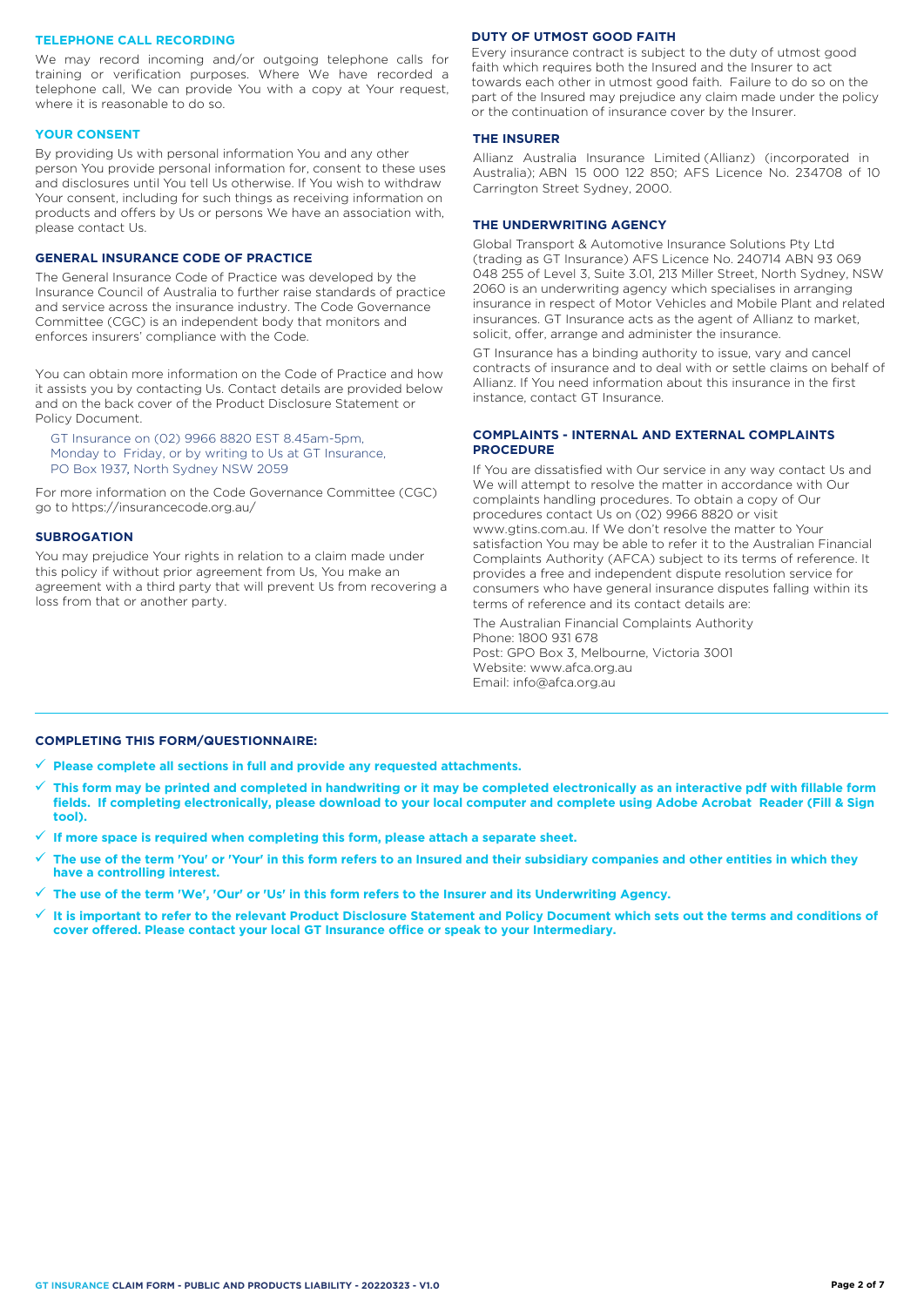## TELEPHONE CALL RECORDING

We may record incoming and/or outgoing telephone calls for training or verification purposes. Where We have recorded a telephone call, We can provide You with a copy at Your request, where it is reasonable to do so.

## YOUR CONSENT

By providing Us with personal information You and any other person You provide personal information for, consent to these uses and disclosures until You tell Us otherwise. If You wish to withdraw Your consent, including for such things as receiving information on products and offers by Us or persons We have an association with, please contact Us.

## GENERAL INSURANCE CODE OF PRACTICE

The General Insurance Code of Practice was developed by the Insurance Council of Australia to further raise standards of practice and service across the insurance industry. The Code Governance Committee (CGC) is an independent body that monitors and enforces insurers' compliance with the Code.

You can obtain more information on the Code of Practice and how it assists you by contacting Us. Contact details are provided below and on the back cover of the Product Disclosure Statement or Policy Document.

GT Insurance on (02) 9966 8820 EST 8.45am-5pm, Monday to Friday, or by writing to Us at GT Insurance, PO Box 1937, North Sydney NSW 2059

For more information on the Code Governance Committee (CGC) go to https://insurancecode.org.au/

## SUBROGATION

You may prejudice Your rights in relation to a claim made under this policy if without prior agreement from Us, You make an agreement with a third party that will prevent Us from recovering a loss from that or another party.

## DUTY OF UTMOST GOOD FAITH

Every insurance contract is subject to the duty of utmost good faith which requires both the Insured and the Insurer to act towards each other in utmost good faith. Failure to do so on the part of the Insured may prejudice any claim made under the policy or the continuation of insurance cover by the Insurer.

## THE INSURER

Allianz Australia Insurance Limited (Allianz) (incorporated in Australia); ABN 15 000 122 850; AFS Licence No. 234708 of 10 Carrington Street Sydney, 2000.

## THE UNDERWRITING AGENCY

Global Transport & Automotive Insurance Solutions Pty Ltd (trading as GT Insurance) AFS Licence No. 240714 ABN 93 069 048 255 of Level 3, Suite 3.01, 213 Miller Street, North Sydney, NSW 2060 is an underwriting agency which specialises in arranging insurance in respect of Motor Vehicles and Mobile Plant and related insurances. GT Insurance acts as the agent of Allianz to market, solicit, offer, arrange and administer the insurance.

GT Insurance has a binding authority to issue, vary and cancel contracts of insurance and to deal with or settle claims on behalf of Allianz. If You need information about this insurance in the first instance, contact GT Insurance.

## COMPLAINTS - INTERNAL AND EXTERNAL COMPLAINTS PROCEDURE

If You are dissatisfied with Our service in any way contact Us and We will attempt to resolve the matter in accordance with Our complaints handling procedures. To obtain a copy of Our procedures contact Us on (02) 9966 8820 or visit www.gtins.com.au. If We don't resolve the matter to Your satisfaction You may be able to refer it to the Australian Financial Complaints Authority (AFCA) subject to its terms of reference. It provides a free and independent dispute resolution service for consumers who have general insurance disputes falling within its terms of reference and its contact details are:

The Australian Financial Complaints Authority
Phone: 1800 931 678
Post: GPO Box 3, Melbourne, Victoria 3001
Website: www.afca.org.au
Email: info@afca.org.au

## COMPLETING THIS FORM/QUESTIONNAIRE:

- ✓ **Please complete all sections in full and provide any requested attachments.**
- ✓ **This form may be printed and completed in handwriting or it may be completed electronically as an interactive pdf with fillable form fields. If completing electronically, please download to your local computer and complete using Adobe Acrobat Reader (Fill & Sign tool).**
- ✓ **If more space is required when completing this form, please attach a separate sheet.**
- ✓ **The use of the term 'You' or 'Your' in this form refers to an Insured and their subsidiary companies and other entities in which they have a controlling interest.**
- ✓ **The use of the term 'We', 'Our' or 'Us' in this form refers to the Insurer and its Underwriting Agency.**
- ✓ **It is important to refer to the relevant Product Disclosure Statement and Policy Document which sets out the terms and conditions of cover offered. Please contact your local GT Insurance office or speak to your Intermediary.**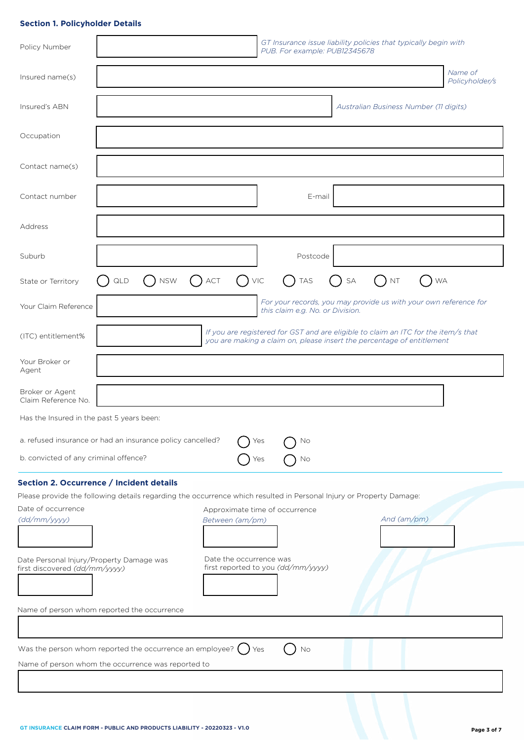### Section 1. Policyholder Details

| Field | Entry | Notes |
|---|---|---|
| Policy Number | | *GT Insurance issue liability policies that typically begin with PUB. For example: PUB12345678* |
| Insured name(s) | | *Name of Policyholder/s* |
| Insured's ABN | | *Australian Business Number (11 digits)* |
| Occupation | | |
| Contact name(s) | | |
| Contact number | | E-mail |
| Address | | |
| Suburb | | Postcode |
| State or Territory | ◯ QLD ◯ NSW ◯ ACT ◯ VIC ◯ TAS ◯ SA ◯ NT ◯ WA | |
| Your Claim Reference | | *For your records, you may provide us with your own reference for this claim e.g. No. or Division.* |
| (ITC) entitlement% | | *If you are registered for GST and are eligible to claim an ITC for the item/s that you are making a claim on, please insert the percentage of entitlement* |
| Your Broker or Agent | | |
| Broker or Agent Claim Reference No. | | |

Has the Insured in the past 5 years been:

a. refused insurance or had an insurance policy cancelled? ◯ Yes ◯ No

b. convicted of any criminal offence? ◯ Yes ◯ No

### Section 2. Occurrence / Incident details

Please provide the following details regarding the occurrence which resulted in Personal Injury or Property Damage:

Date of occurrence *(dd/mm/yyyy)*

Approximate time of occurrence *Between (am/pm)* *And (am/pm)*

Date Personal Injury/Property Damage was first discovered *(dd/mm/yyyy)*

Date the occurrence was first reported to you *(dd/mm/yyyy)*

Name of person whom reported the occurrence

Was the person whom reported the occurrence an employee? ◯ Yes ◯ No

Name of person whom the occurrence was reported to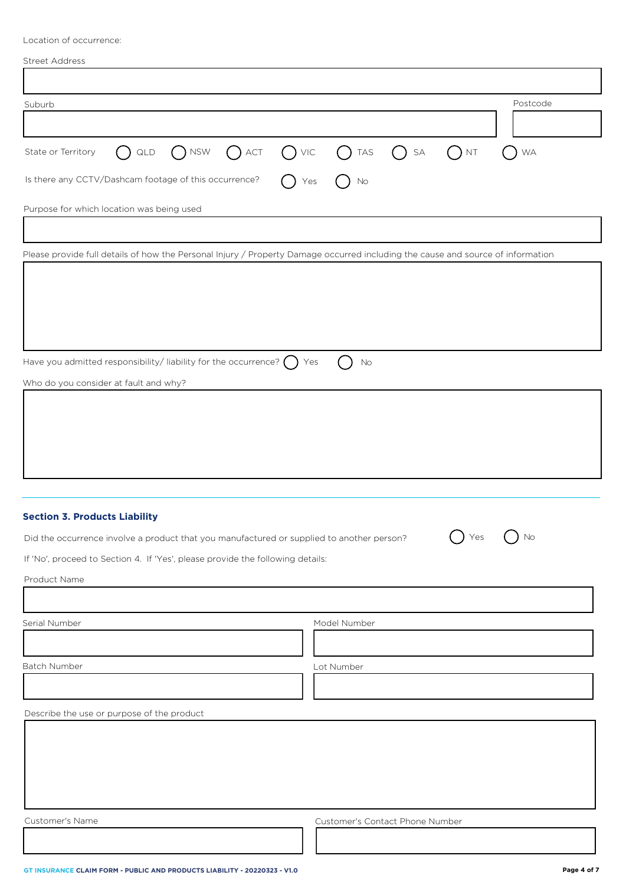Location of occurrence:

Street Address

Suburb

Postcode

State or Territory ( ) QLD ( ) NSW ( ) ACT ( ) VIC ( ) TAS ( ) SA ( ) NT ( ) WA

Is there any CCTV/Dashcam footage of this occurrence? ( ) Yes ( ) No

Purpose for which location was being used

Please provide full details of how the Personal Injury / Property Damage occurred including the cause and source of information

Have you admitted responsibility/ liability for the occurrence? ( ) Yes ( ) No

Who do you consider at fault and why?

---

### Section 3. Products Liability

Did the occurrence involve a product that you manufactured or supplied to another person? ( ) Yes ( ) No

If 'No', proceed to Section 4. If 'Yes', please provide the following details:

Product Name

Serial Number

Model Number

Batch Number

Lot Number

Describe the use or purpose of the product

Customer's Name

Customer's Contact Phone Number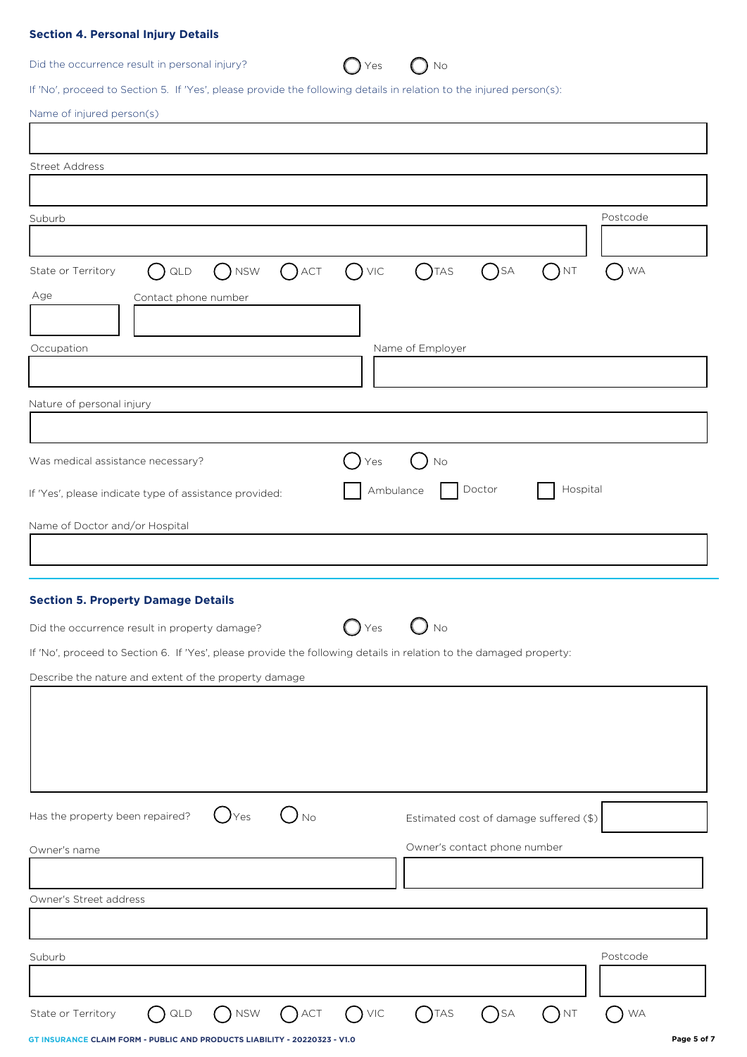## Section 4. Personal Injury Details

Did the occurrence result in personal injury? ◯ Yes ◯ No

If 'No', proceed to Section 5. If 'Yes', please provide the following details in relation to the injured person(s):

Name of injured person(s)

Street Address

Suburb

Postcode

State or Territory ◯ QLD ◯ NSW ◯ ACT ◯ VIC ◯ TAS ◯ SA ◯ NT ◯ WA

Age

Contact phone number

Occupation

Name of Employer

Nature of personal injury

Was medical assistance necessary? ◯ Yes ◯ No

If 'Yes', please indicate type of assistance provided: ☐ Ambulance ☐ Doctor ☐ Hospital

Name of Doctor and/or Hospital

## Section 5. Property Damage Details

Did the occurrence result in property damage? ◯ Yes ◯ No

If 'No', proceed to Section 6. If 'Yes', please provide the following details in relation to the damaged property:

Describe the nature and extent of the property damage

Has the property been repaired? ◯ Yes ◯ No

Estimated cost of damage suffered ($)

Owner's name

Owner's contact phone number

Owner's Street address

Suburb

Postcode

State or Territory ◯ QLD ◯ NSW ◯ ACT ◯ VIC ◯ TAS ◯ SA ◯ NT ◯ WA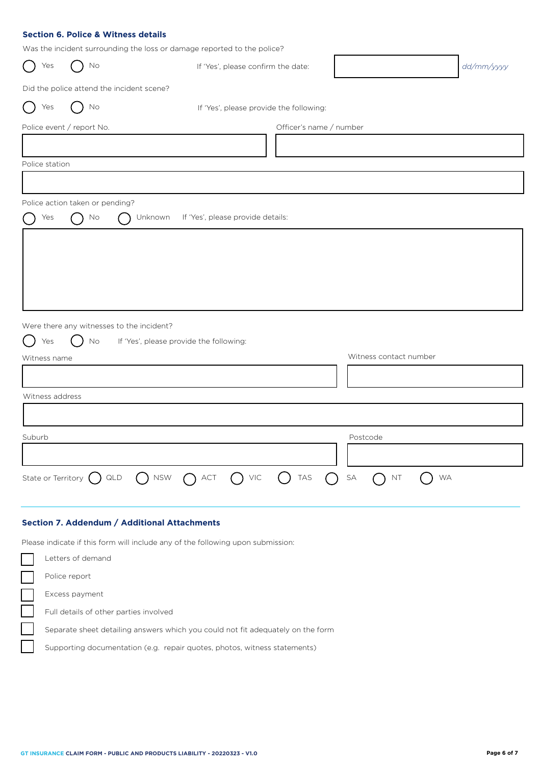## Section 6. Police & Witness details

Was the incident surrounding the loss or damage reported to the police?

( ) Yes ( ) No If 'Yes', please confirm the date: ____________ *dd/mm/yyyy*

Did the police attend the incident scene?

( ) Yes ( ) No If 'Yes', please provide the following:

Police event / report No. ____________

Officer's name / number ____________

Police station ____________

Police action taken or pending?

( ) Yes ( ) No ( ) Unknown If 'Yes', please provide details:

____________

Were there any witnesses to the incident?

( ) Yes ( ) No If 'Yes', please provide the following:

Witness name ____________

Witness contact number ____________

Witness address ____________

Suburb ____________

Postcode ____________

State or Territory ( ) QLD ( ) NSW ( ) ACT ( ) VIC ( ) TAS ( ) SA ( ) NT ( ) WA

## Section 7. Addendum / Additional Attachments

Please indicate if this form will include any of the following upon submission:

- [ ] Letters of demand
- [ ] Police report
- [ ] Excess payment
- [ ] Full details of other parties involved
- [ ] Separate sheet detailing answers which you could not fit adequately on the form
- [ ] Supporting documentation (e.g. repair quotes, photos, witness statements)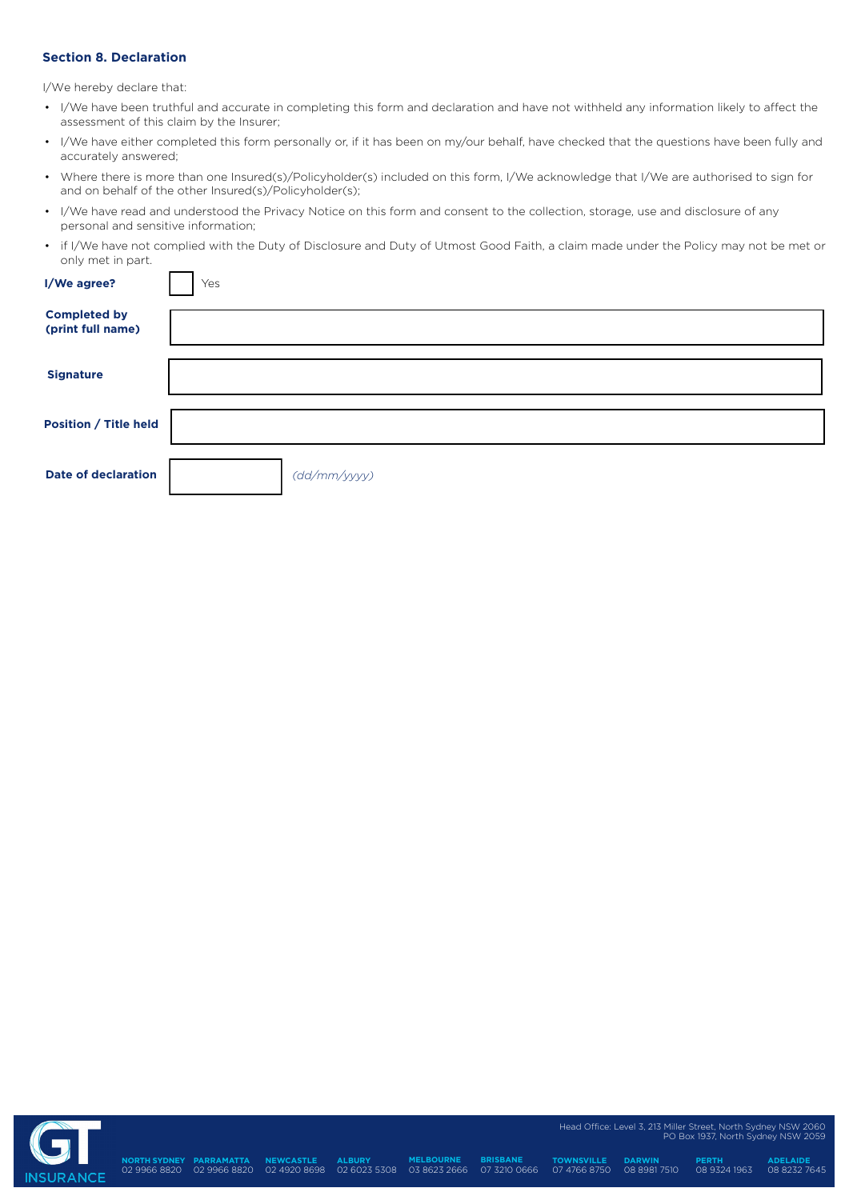## Section 8. Declaration

I/We hereby declare that:

- I/We have been truthful and accurate in completing this form and declaration and have not withheld any information likely to affect the assessment of this claim by the Insurer;
- I/We have either completed this form personally or, if it has been on my/our behalf, have checked that the questions have been fully and accurately answered;
- Where there is more than one Insured(s)/Policyholder(s) included on this form, I/We acknowledge that I/We are authorised to sign for and on behalf of the other Insured(s)/Policyholder(s);
- I/We have read and understood the Privacy Notice on this form and consent to the collection, storage, use and disclosure of any personal and sensitive information;
- if I/We have not complied with the Duty of Disclosure and Duty of Utmost Good Faith, a claim made under the Policy may not be met or only met in part.

**I/We agree?** ☐ Yes

**Completed by (print full name)**

**Signature**

**Position / Title held**

**Date of declaration** *(dd/mm/yyyy)*

Head Office: Level 3, 213 Miller Street, North Sydney NSW 2060
PO Box 1937, North Sydney NSW 2059

| | | | | | | | | | |
|---|---|---|---|---|---|---|---|---|---|
| **NORTH SYDNEY** | **PARRAMATTA** | **NEWCASTLE** | **ALBURY** | **MELBOURNE** | **BRISBANE** | **TOWNSVILLE** | **DARWIN** | **PERTH** | **ADELAIDE** |
| 02 9966 8820 | 02 9966 8820 | 02 4920 8698 | 02 6023 5308 | 03 8623 2666 | 07 3210 0666 | 07 4766 8750 | 08 8981 7510 | 08 9324 1963 | 08 8232 7645 |